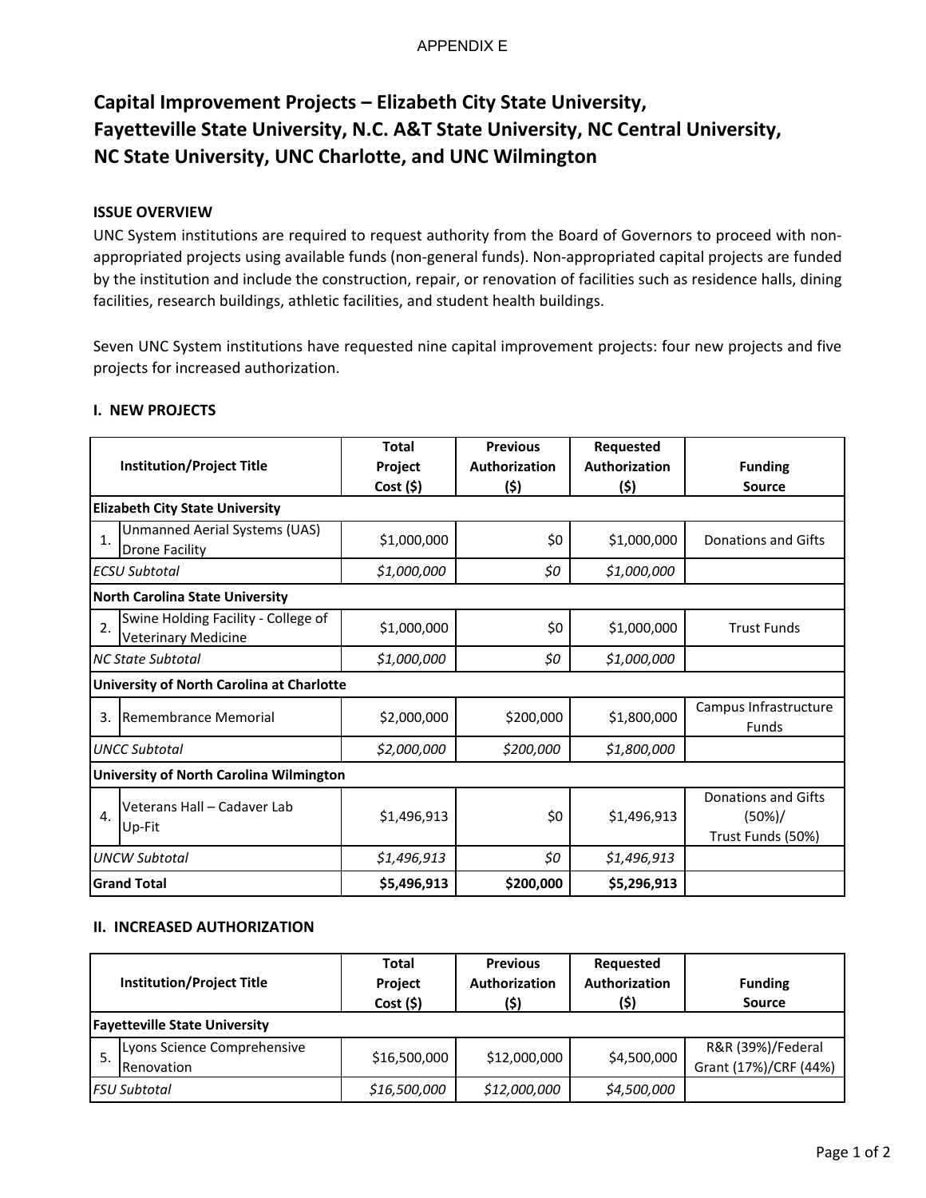APPENDIX E

# Capital Improvement Projects – Elizabeth City State University, Fayetteville State University, N.C. A&T State University, NC Central University, NC State University, UNC Charlotte, and UNC Wilmington

**ISSUE OVERVIEW**

UNC System institutions are required to request authority from the Board of Governors to proceed with non-appropriated projects using available funds (non-general funds). Non-appropriated capital projects are funded by the institution and include the construction, repair, or renovation of facilities such as residence halls, dining facilities, research buildings, athletic facilities, and student health buildings.

Seven UNC System institutions have requested nine capital improvement projects: four new projects and five projects for increased authorization.

**I. NEW PROJECTS**

| | Institution/Project Title | Total Project Cost ($) | Previous Authorization ($) | Requested Authorization ($) | Funding Source |
|---|---|---|---|---|---|
| **Elizabeth City State University** | | | | | |
| 1. | Unmanned Aerial Systems (UAS) Drone Facility | $1,000,000 | $0 | $1,000,000 | Donations and Gifts |
| *ECSU Subtotal* | | *$1,000,000* | *$0* | *$1,000,000* | |
| **North Carolina State University** | | | | | |
| 2. | Swine Holding Facility - College of Veterinary Medicine | $1,000,000 | $0 | $1,000,000 | Trust Funds |
| *NC State Subtotal* | | *$1,000,000* | *$0* | *$1,000,000* | |
| **University of North Carolina at Charlotte** | | | | | |
| 3. | Remembrance Memorial | $2,000,000 | $200,000 | $1,800,000 | Campus Infrastructure Funds |
| *UNCC Subtotal* | | *$2,000,000* | *$200,000* | *$1,800,000* | |
| **University of North Carolina Wilmington** | | | | | |
| 4. | Veterans Hall – Cadaver Lab Up-Fit | $1,496,913 | $0 | $1,496,913 | Donations and Gifts (50%)/ Trust Funds (50%) |
| *UNCW Subtotal* | | *$1,496,913* | *$0* | *$1,496,913* | |
| **Grand Total** | | **$5,496,913** | **$200,000** | **$5,296,913** | |

**II. INCREASED AUTHORIZATION**

| | Institution/Project Title | Total Project Cost ($) | Previous Authorization ($) | Requested Authorization ($) | Funding Source |
|---|---|---|---|---|---|
| **Fayetteville State University** | | | | | |
| 5. | Lyons Science Comprehensive Renovation | $16,500,000 | $12,000,000 | $4,500,000 | R&R (39%)/Federal Grant (17%)/CRF (44%) |
| *FSU Subtotal* | | *$16,500,000* | *$12,000,000* | *$4,500,000* | |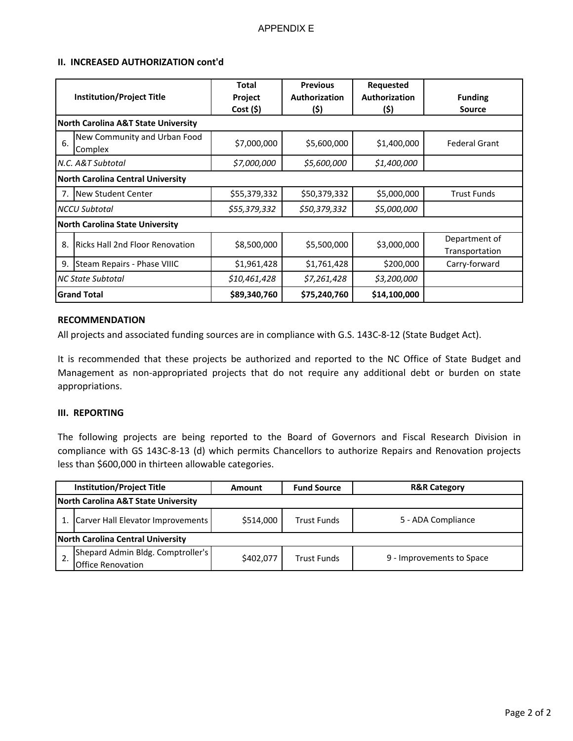APPENDIX E

## II. INCREASED AUTHORIZATION cont'd

| | Institution/Project Title | Total Project Cost ($) | Previous Authorization ($) | Requested Authorization ($) | Funding Source |
|---|---|---|---|---|---|
| **North Carolina A&T State University** | | | | | |
| 6. | New Community and Urban Food Complex | $7,000,000 | $5,600,000 | $1,400,000 | Federal Grant |
| *N.C. A&T Subtotal* | | *$7,000,000* | *$5,600,000* | *$1,400,000* | |
| **North Carolina Central University** | | | | | |
| 7. | New Student Center | $55,379,332 | $50,379,332 | $5,000,000 | Trust Funds |
| *NCCU Subtotal* | | *$55,379,332* | *$50,379,332* | *$5,000,000* | |
| **North Carolina State University** | | | | | |
| 8. | Ricks Hall 2nd Floor Renovation | $8,500,000 | $5,500,000 | $3,000,000 | Department of Transportation |
| 9. | Steam Repairs - Phase VIIIC | $1,961,428 | $1,761,428 | $200,000 | Carry-forward |
| *NC State Subtotal* | | *$10,461,428* | *$7,261,428* | *$3,200,000* | |
| **Grand Total** | | **$89,340,760** | **$75,240,760** | **$14,100,000** | |

### RECOMMENDATION

All projects and associated funding sources are in compliance with G.S. 143C-8-12 (State Budget Act).

It is recommended that these projects be authorized and reported to the NC Office of State Budget and Management as non-appropriated projects that do not require any additional debt or burden on state appropriations.

## III. REPORTING

The following projects are being reported to the Board of Governors and Fiscal Research Division in compliance with GS 143C-8-13 (d) which permits Chancellors to authorize Repairs and Renovation projects less than $600,000 in thirteen allowable categories.

| | Institution/Project Title | Amount | Fund Source | R&R Category |
|---|---|---|---|---|
| **North Carolina A&T State University** | | | | |
| 1. | Carver Hall Elevator Improvements | $514,000 | Trust Funds | 5 - ADA Compliance |
| **North Carolina Central University** | | | | |
| 2. | Shepard Admin Bldg. Comptroller's Office Renovation | $402,077 | Trust Funds | 9 - Improvements to Space |